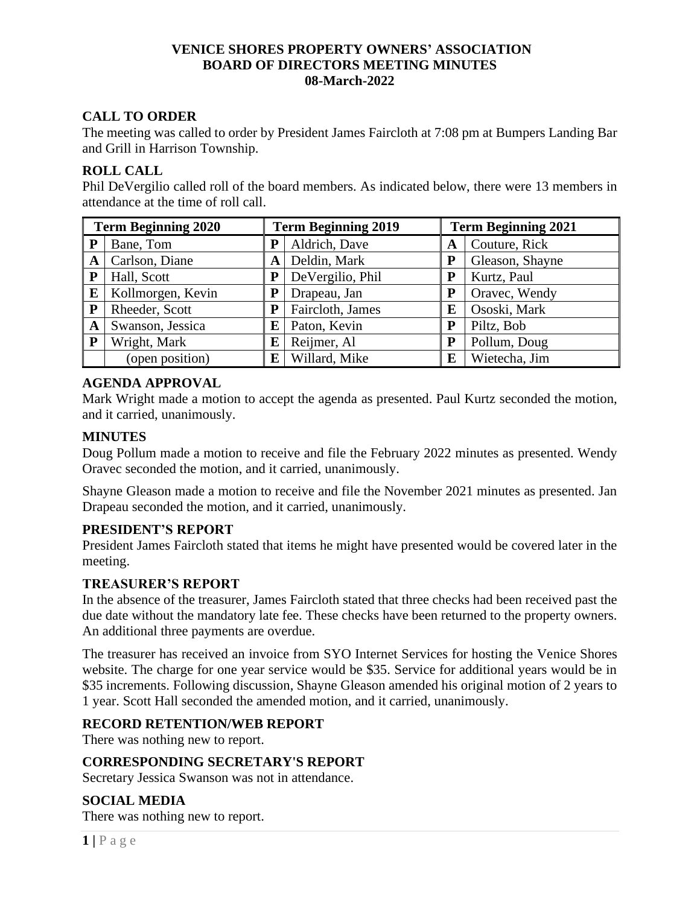# VENICE SHORES PROPERTY OWNERS' ASSOCIATION
# BOARD OF DIRECTORS MEETING MINUTES
# 08-March-2022

## CALL TO ORDER

The meeting was called to order by President James Faircloth at 7:08 pm at Bumpers Landing Bar and Grill in Harrison Township.

## ROLL CALL

Phil DeVergilio called roll of the board members. As indicated below, there were 13 members in attendance at the time of roll call.

| Term Beginning 2020 | | Term Beginning 2019 | | Term Beginning 2021 | |
|---|---|---|---|---|---|
| P | Bane, Tom | P | Aldrich, Dave | A | Couture, Rick |
| A | Carlson, Diane | A | Deldin, Mark | P | Gleason, Shayne |
| P | Hall, Scott | P | DeVergilio, Phil | P | Kurtz, Paul |
| E | Kollmorgen, Kevin | P | Drapeau, Jan | P | Oravec, Wendy |
| P | Rheeder, Scott | P | Faircloth, James | E | Ososki, Mark |
| A | Swanson, Jessica | E | Paton, Kevin | P | Piltz, Bob |
| P | Wright, Mark | E | Reijmer, Al | P | Pollum, Doug |
| | (open position) | E | Willard, Mike | E | Wietecha, Jim |

## AGENDA APPROVAL

Mark Wright made a motion to accept the agenda as presented. Paul Kurtz seconded the motion, and it carried, unanimously.

## MINUTES

Doug Pollum made a motion to receive and file the February 2022 minutes as presented. Wendy Oravec seconded the motion, and it carried, unanimously.

Shayne Gleason made a motion to receive and file the November 2021 minutes as presented. Jan Drapeau seconded the motion, and it carried, unanimously.

## PRESIDENT'S REPORT

President James Faircloth stated that items he might have presented would be covered later in the meeting.

## TREASURER'S REPORT

In the absence of the treasurer, James Faircloth stated that three checks had been received past the due date without the mandatory late fee. These checks have been returned to the property owners. An additional three payments are overdue.

The treasurer has received an invoice from SYO Internet Services for hosting the Venice Shores website. The charge for one year service would be $35. Service for additional years would be in $35 increments. Following discussion, Shayne Gleason amended his original motion of 2 years to 1 year. Scott Hall seconded the amended motion, and it carried, unanimously.

## RECORD RETENTION/WEB REPORT

There was nothing new to report.

## CORRESPONDING SECRETARY'S REPORT

Secretary Jessica Swanson was not in attendance.

## SOCIAL MEDIA

There was nothing new to report.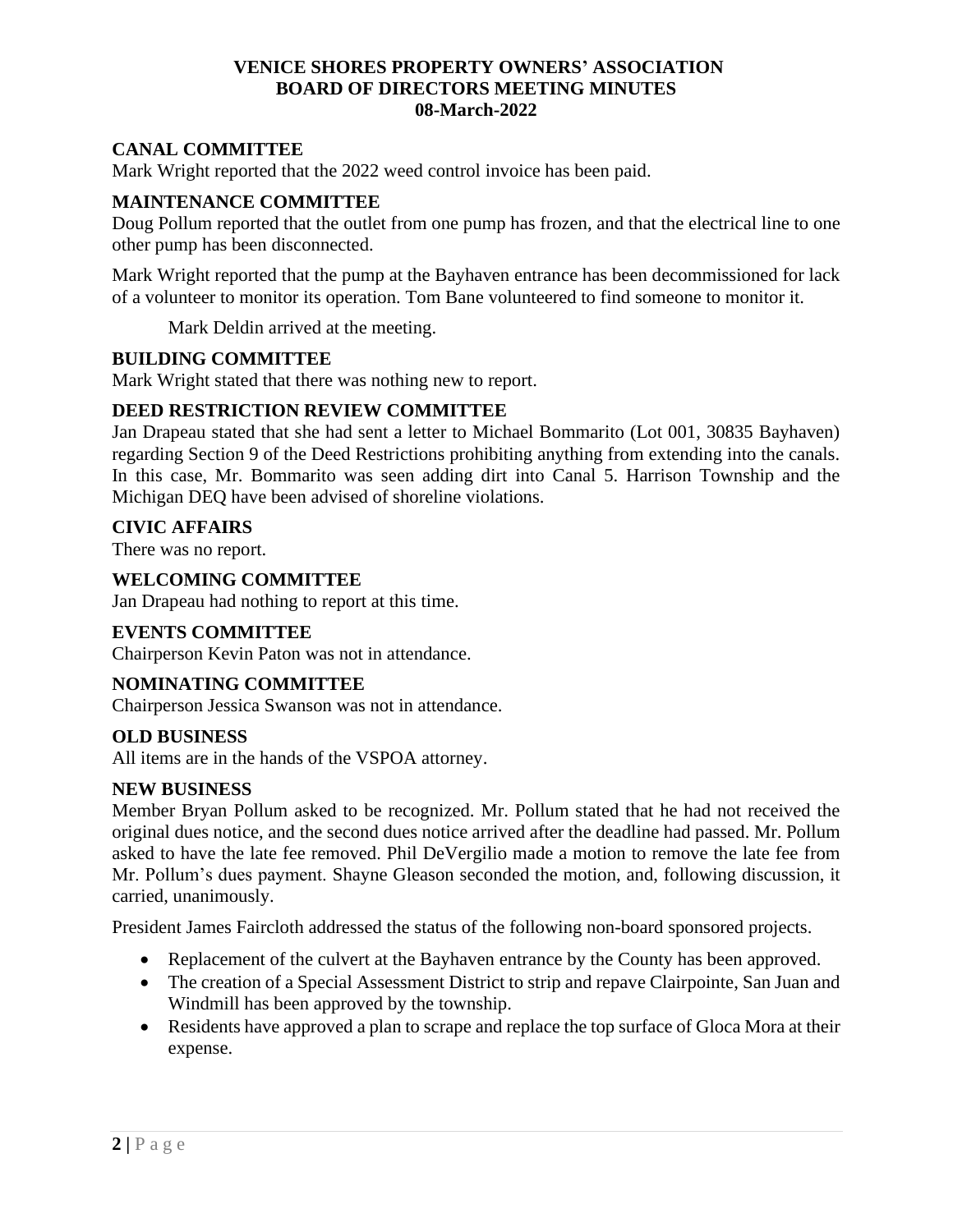**VENICE SHORES PROPERTY OWNERS' ASSOCIATION**
**BOARD OF DIRECTORS MEETING MINUTES**
**08-March-2022**

### CANAL COMMITTEE

Mark Wright reported that the 2022 weed control invoice has been paid.

### MAINTENANCE COMMITTEE

Doug Pollum reported that the outlet from one pump has frozen, and that the electrical line to one other pump has been disconnected.

Mark Wright reported that the pump at the Bayhaven entrance has been decommissioned for lack of a volunteer to monitor its operation. Tom Bane volunteered to find someone to monitor it.

Mark Deldin arrived at the meeting.

### BUILDING COMMITTEE

Mark Wright stated that there was nothing new to report.

### DEED RESTRICTION REVIEW COMMITTEE

Jan Drapeau stated that she had sent a letter to Michael Bommarito (Lot 001, 30835 Bayhaven) regarding Section 9 of the Deed Restrictions prohibiting anything from extending into the canals. In this case, Mr. Bommarito was seen adding dirt into Canal 5. Harrison Township and the Michigan DEQ have been advised of shoreline violations.

### CIVIC AFFAIRS

There was no report.

### WELCOMING COMMITTEE

Jan Drapeau had nothing to report at this time.

### EVENTS COMMITTEE

Chairperson Kevin Paton was not in attendance.

### NOMINATING COMMITTEE

Chairperson Jessica Swanson was not in attendance.

### OLD BUSINESS

All items are in the hands of the VSPOA attorney.

### NEW BUSINESS

Member Bryan Pollum asked to be recognized. Mr. Pollum stated that he had not received the original dues notice, and the second dues notice arrived after the deadline had passed. Mr. Pollum asked to have the late fee removed. Phil DeVergilio made a motion to remove the late fee from Mr. Pollum's dues payment. Shayne Gleason seconded the motion, and, following discussion, it carried, unanimously.

President James Faircloth addressed the status of the following non-board sponsored projects.

- Replacement of the culvert at the Bayhaven entrance by the County has been approved.
- The creation of a Special Assessment District to strip and repave Clairpointe, San Juan and Windmill has been approved by the township.
- Residents have approved a plan to scrape and replace the top surface of Gloca Mora at their expense.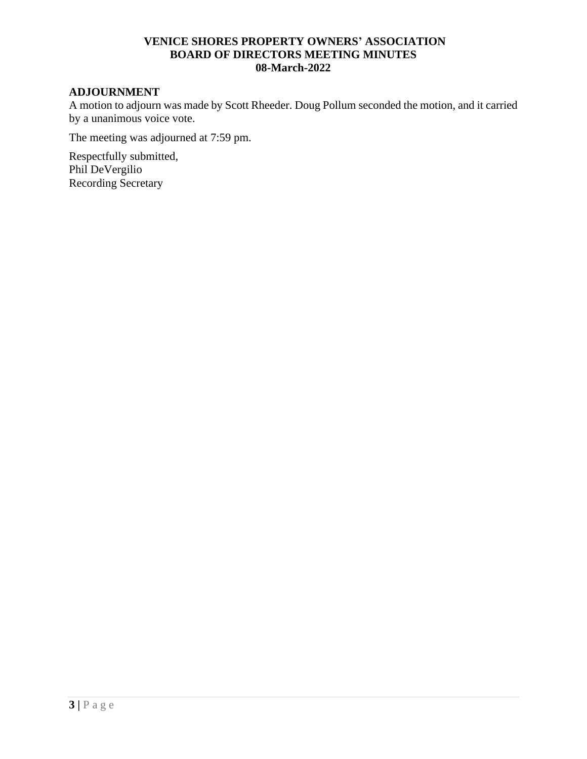## ADJOURNMENT

A motion to adjourn was made by Scott Rheeder. Doug Pollum seconded the motion, and it carried by a unanimous voice vote.

The meeting was adjourned at 7:59 pm.

Respectfully submitted,
Phil DeVergilio
Recording Secretary